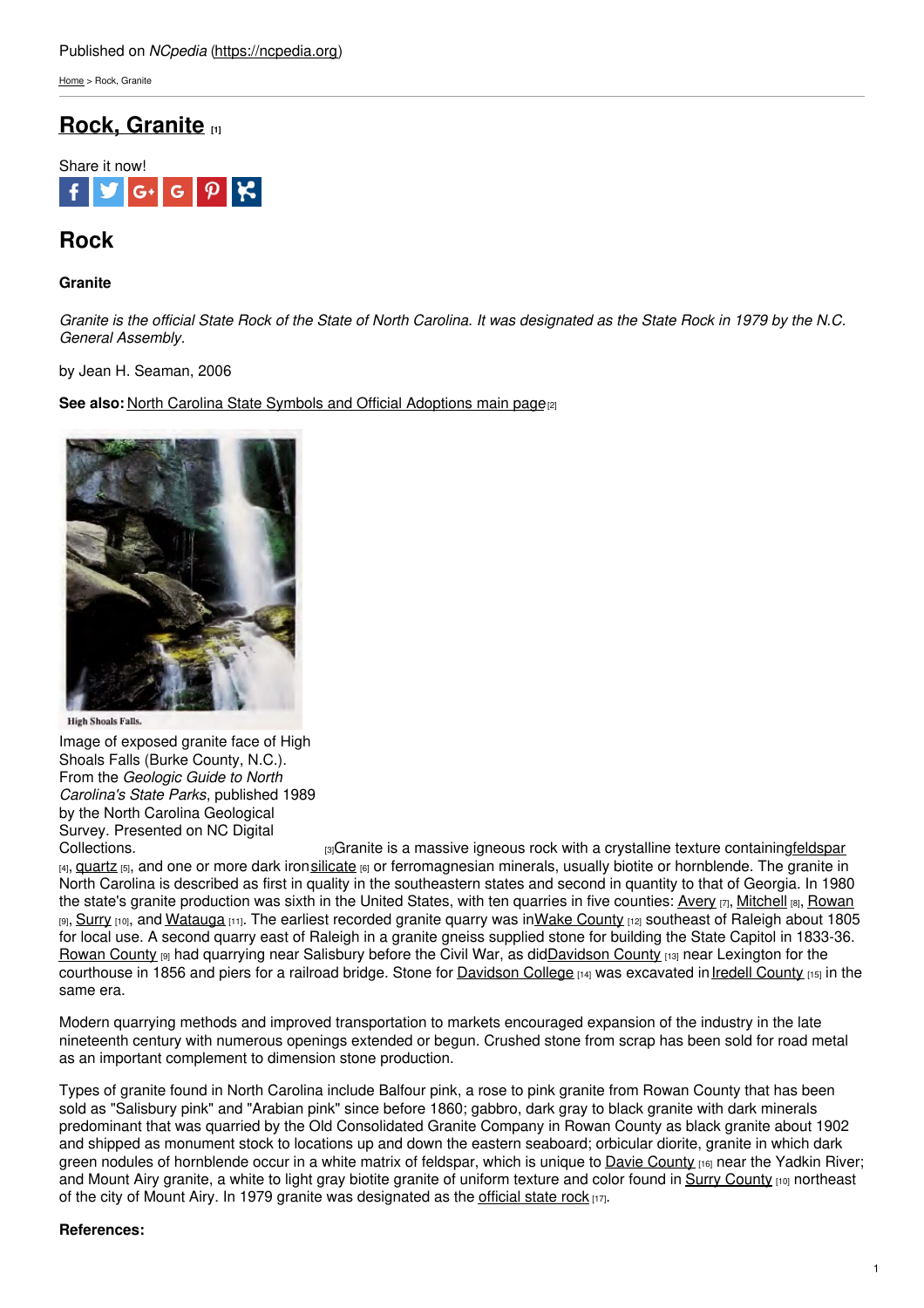Published on *NCpedia* (https://ncpedia.org)

Home > Rock, Granite

# Rock, Granite [1]

Share it now!

## Rock

**Granite**

*Granite is the official State Rock of the State of North Carolina. It was designated as the State Rock in 1979 by the N.C. General Assembly.*

by Jean H. Seaman, 2006

**See also:** North Carolina State Symbols and Official Adoptions main page [2]

High Shoals Falls.

Image of exposed granite face of High Shoals Falls (Burke County, N.C.). From the *Geologic Guide to North Carolina's State Parks*, published 1989 by the North Carolina Geological Survey. Presented on NC Digital Collections. [3]

Granite is a massive igneous rock with a crystalline texture containing feldspar [4], quartz [5], and one or more dark iron silicate [6] or ferromagnesian minerals, usually biotite or hornblende. The granite in North Carolina is described as first in quality in the southeastern states and second in quantity to that of Georgia. In 1980 the state's granite production was sixth in the United States, with ten quarries in five counties: Avery [7], Mitchell [8], Rowan [9], Surry [10], and Watauga [11]. The earliest recorded granite quarry was in Wake County [12] southeast of Raleigh about 1805 for local use. A second quarry east of Raleigh in a granite gneiss supplied stone for building the State Capitol in 1833-36. Rowan County [9] had quarrying near Salisbury before the Civil War, as did Davidson County [13] near Lexington for the courthouse in 1856 and piers for a railroad bridge. Stone for Davidson College [14] was excavated in Iredell County [15] in the same era.

Modern quarrying methods and improved transportation to markets encouraged expansion of the industry in the late nineteenth century with numerous openings extended or begun. Crushed stone from scrap has been sold for road metal as an important complement to dimension stone production.

Types of granite found in North Carolina include Balfour pink, a rose to pink granite from Rowan County that has been sold as "Salisbury pink" and "Arabian pink" since before 1860; gabbro, dark gray to black granite with dark minerals predominant that was quarried by the Old Consolidated Granite Company in Rowan County as black granite about 1902 and shipped as monument stock to locations up and down the eastern seaboard; orbicular diorite, granite in which dark green nodules of hornblende occur in a white matrix of feldspar, which is unique to Davie County [16] near the Yadkin River; and Mount Airy granite, a white to light gray biotite granite of uniform texture and color found in Surry County [10] northeast of the city of Mount Airy. In 1979 granite was designated as the official state rock [17].

**References:**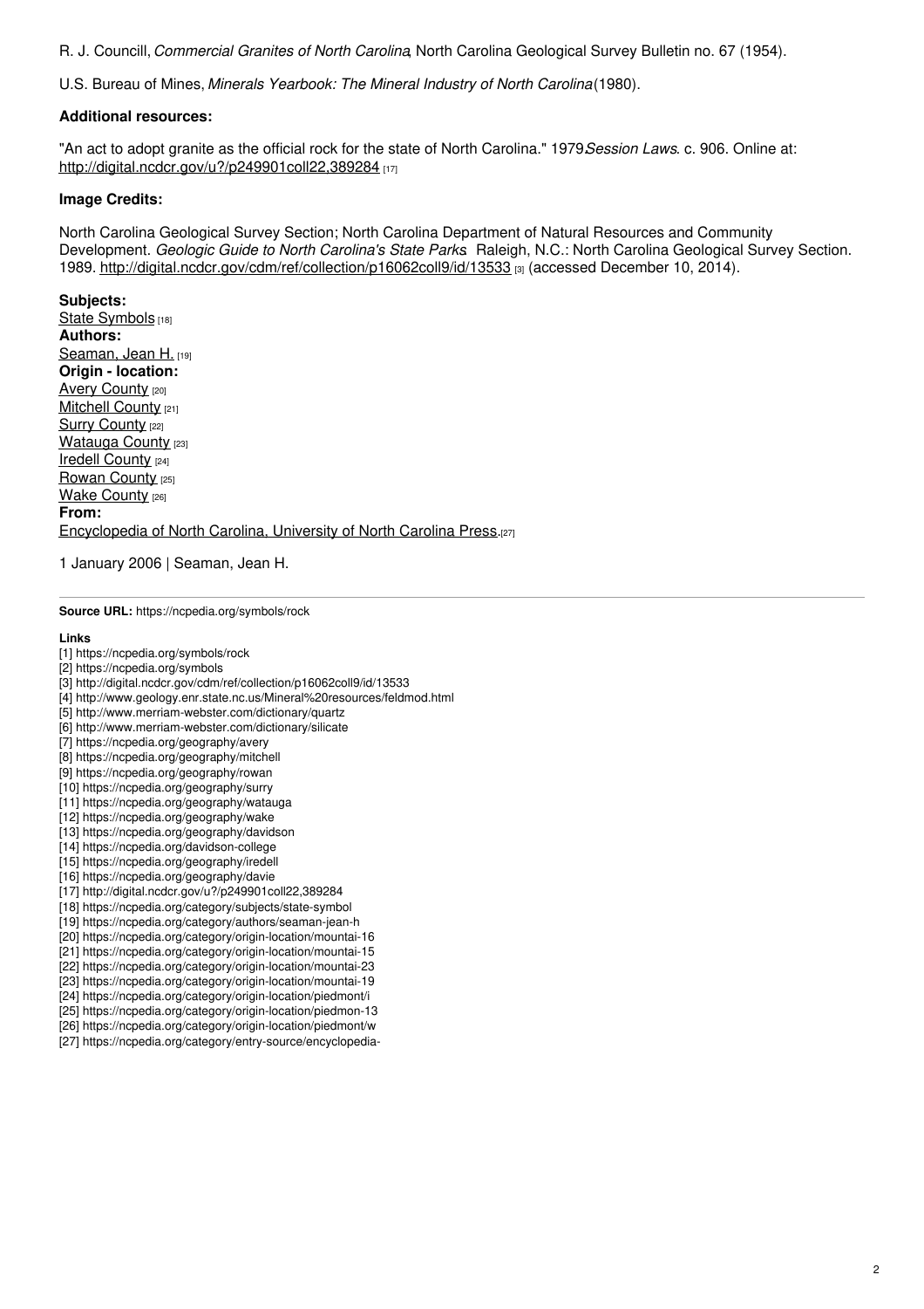R. J. Councill, *Commercial Granites of North Carolina*, North Carolina Geological Survey Bulletin no. 67 (1954).

U.S. Bureau of Mines, *Minerals Yearbook: The Mineral Industry of North Carolina* (1980).

**Additional resources:**

"An act to adopt granite as the official rock for the state of North Carolina." 1979 *Session Laws*. c. 906. Online at: http://digital.ncdcr.gov/u?/p249901coll22,389284 [17]

**Image Credits:**

North Carolina Geological Survey Section; North Carolina Department of Natural Resources and Community Development. *Geologic Guide to North Carolina's State Parks*. Raleigh, N.C.: North Carolina Geological Survey Section. 1989. http://digital.ncdcr.gov/cdm/ref/collection/p16062coll9/id/13533 [3] (accessed December 10, 2014).

**Subjects:**
State Symbols [18]
**Authors:**
Seaman, Jean H. [19]
**Origin - location:**
Avery County [20]
Mitchell County [21]
Surry County [22]
Watauga County [23]
Iredell County [24]
Rowan County [25]
Wake County [26]
**From:**
Encyclopedia of North Carolina, University of North Carolina Press. [27]

1 January 2006 | Seaman, Jean H.

---

**Source URL:** https://ncpedia.org/symbols/rock

**Links**
[1] https://ncpedia.org/symbols/rock
[2] https://ncpedia.org/symbols
[3] http://digital.ncdcr.gov/cdm/ref/collection/p16062coll9/id/13533
[4] http://www.geology.enr.state.nc.us/Mineral%20resources/feldmod.html
[5] http://www.merriam-webster.com/dictionary/quartz
[6] http://www.merriam-webster.com/dictionary/silicate
[7] https://ncpedia.org/geography/avery
[8] https://ncpedia.org/geography/mitchell
[9] https://ncpedia.org/geography/rowan
[10] https://ncpedia.org/geography/surry
[11] https://ncpedia.org/geography/watauga
[12] https://ncpedia.org/geography/wake
[13] https://ncpedia.org/geography/davidson
[14] https://ncpedia.org/davidson-college
[15] https://ncpedia.org/geography/iredell
[16] https://ncpedia.org/geography/davie
[17] http://digital.ncdcr.gov/u?/p249901coll22,389284
[18] https://ncpedia.org/category/subjects/state-symbol
[19] https://ncpedia.org/category/authors/seaman-jean-h
[20] https://ncpedia.org/category/origin-location/mountai-16
[21] https://ncpedia.org/category/origin-location/mountai-15
[22] https://ncpedia.org/category/origin-location/mountai-23
[23] https://ncpedia.org/category/origin-location/mountai-19
[24] https://ncpedia.org/category/origin-location/piedmont/i
[25] https://ncpedia.org/category/origin-location/piedmon-13
[26] https://ncpedia.org/category/origin-location/piedmont/w
[27] https://ncpedia.org/category/entry-source/encyclopedia-